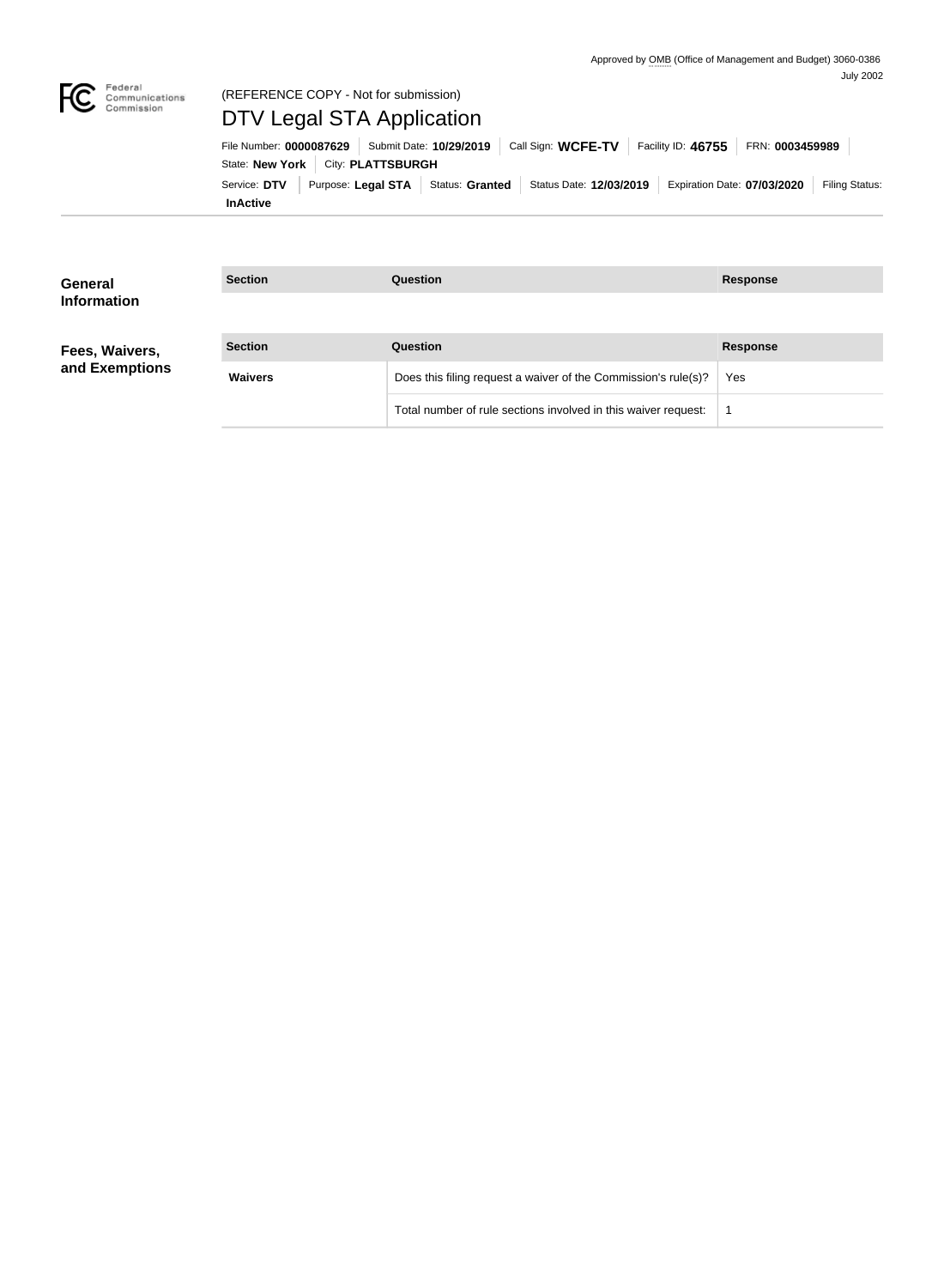Approved by OMB (Office of Management and Budget) 3060-0386
July 2002

Federal Communications Commission

(REFERENCE COPY - Not for submission)

# DTV Legal STA Application

File Number: **0000087629** | Submit Date: **10/29/2019** | Call Sign: **WCFE-TV** | Facility ID: **46755** | FRN: **0003459989** | State: **New York** | City: **PLATTSBURGH**

Service: **DTV** | Purpose: **Legal STA** | Status: **Granted** | Status Date: **12/03/2019** | Expiration Date: **07/03/2020** | Filing Status: **InActive**

## General Information

| Section | Question | Response |
| --- | --- | --- |

## Fees, Waivers, and Exemptions

| Section | Question | Response |
| --- | --- | --- |
| **Waivers** | Does this filing request a waiver of the Commission's rule(s)? | Yes |
| | Total number of rule sections involved in this waiver request: | 1 |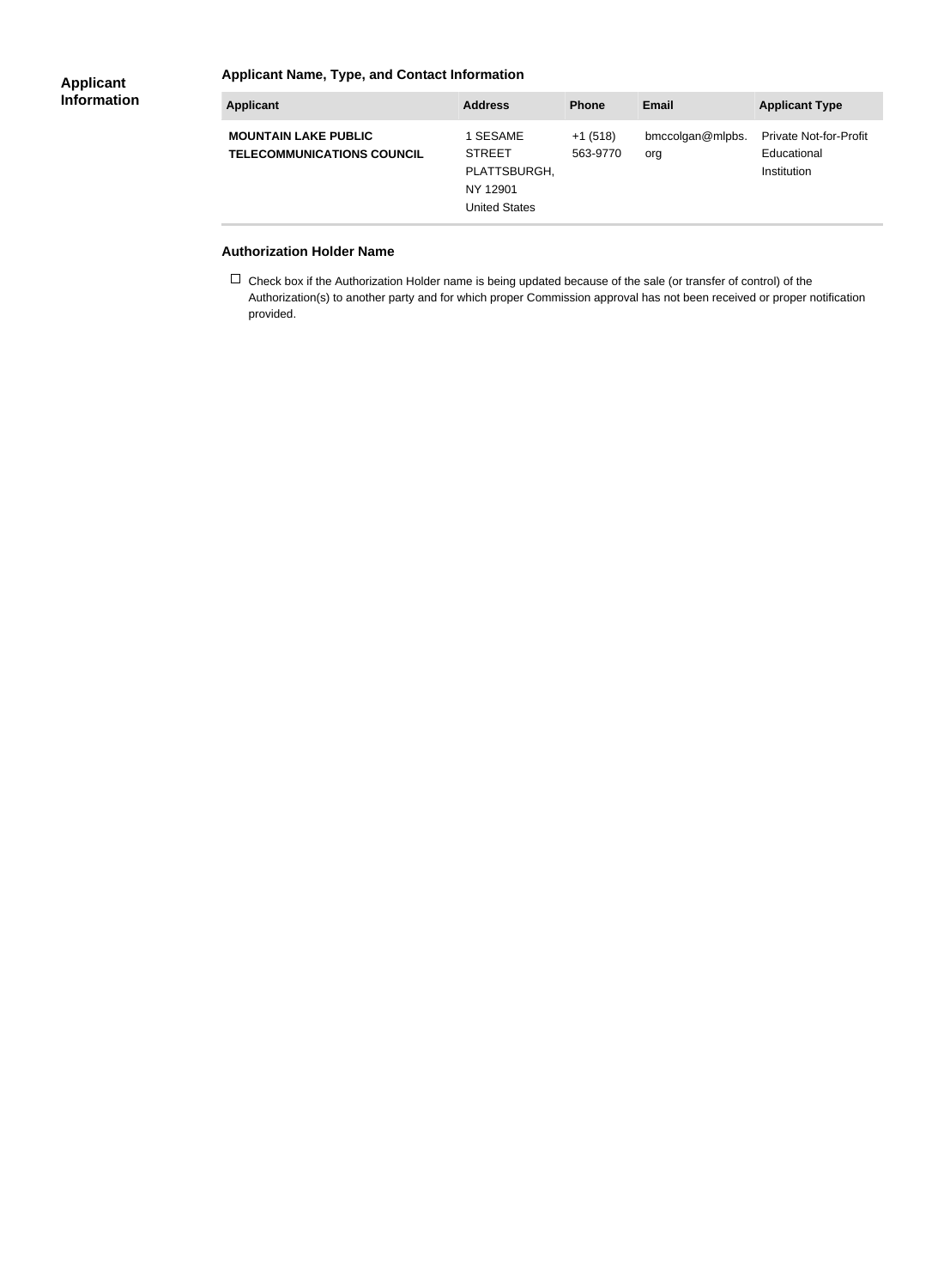## Applicant Information

### Applicant Name, Type, and Contact Information

| Applicant | Address | Phone | Email | Applicant Type |
|---|---|---|---|---|
| **MOUNTAIN LAKE PUBLIC TELECOMMUNICATIONS COUNCIL** | 1 SESAME STREET PLATTSBURGH, NY 12901 United States | +1 (518) 563-9770 | bmccolgan@mlpbs.org | Private Not-for-Profit Educational Institution |

### Authorization Holder Name

☐ Check box if the Authorization Holder name is being updated because of the sale (or transfer of control) of the Authorization(s) to another party and for which proper Commission approval has not been received or proper notification provided.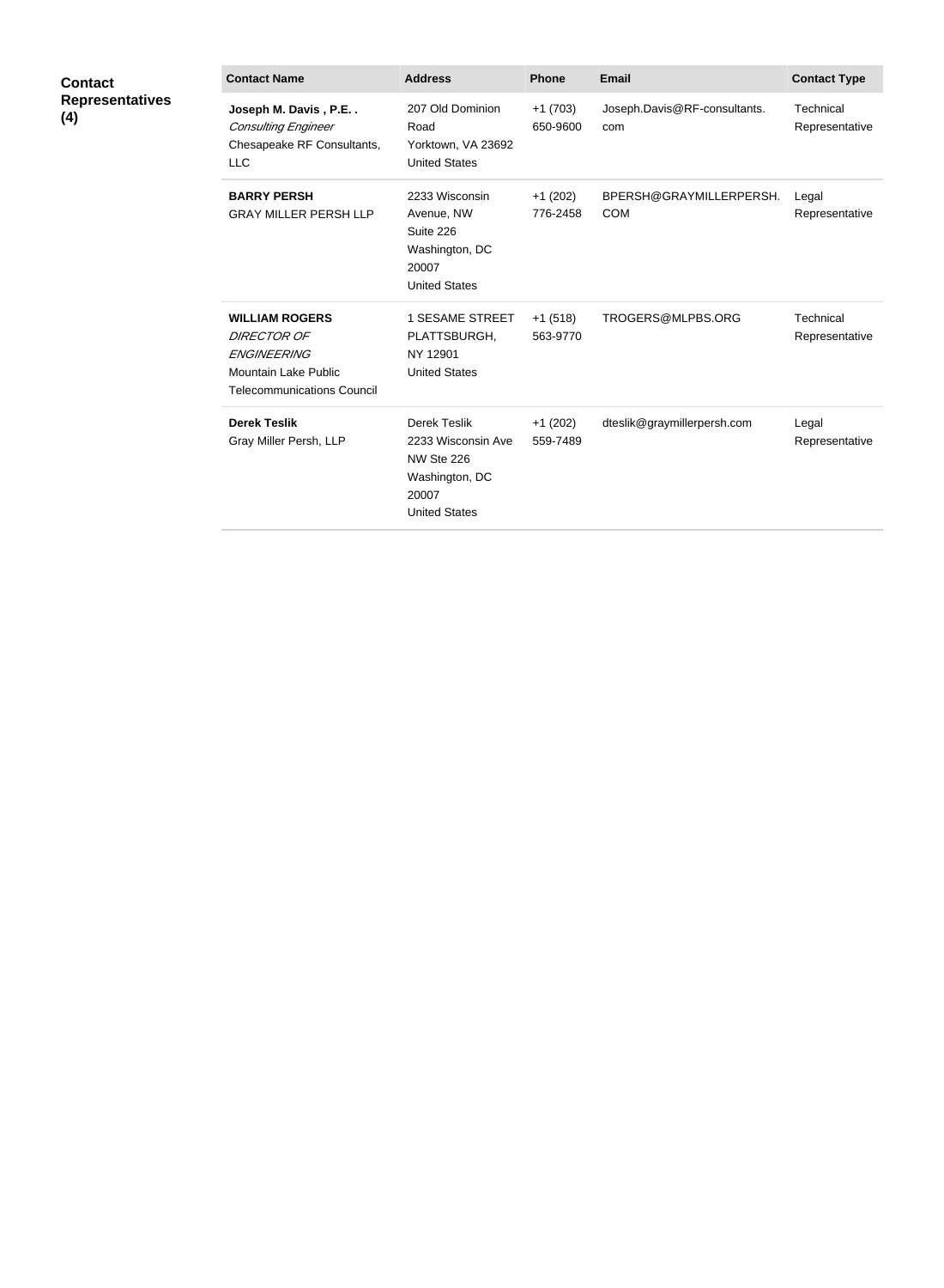**Contact Representatives (4)**

| Contact Name | Address | Phone | Email | Contact Type |
|---|---|---|---|---|
| **Joseph M. Davis , P.E. .**<br>*Consulting Engineer*<br>Chesapeake RF Consultants, LLC | 207 Old Dominion Road<br>Yorktown, VA 23692<br>United States | +1 (703) 650-9600 | Joseph.Davis@RF-consultants.com | Technical Representative |
| **BARRY PERSH**<br>GRAY MILLER PERSH LLP | 2233 Wisconsin Avenue, NW<br>Suite 226<br>Washington, DC 20007<br>United States | +1 (202) 776-2458 | BPERSH@GRAYMILLERPERSH.COM | Legal Representative |
| **WILLIAM ROGERS**<br>*DIRECTOR OF ENGINEERING*<br>Mountain Lake Public Telecommunications Council | 1 SESAME STREET<br>PLATTSBURGH, NY 12901<br>United States | +1 (518) 563-9770 | TROGERS@MLPBS.ORG | Technical Representative |
| **Derek Teslik**<br>Gray Miller Persh, LLP | Derek Teslik<br>2233 Wisconsin Ave NW Ste 226<br>Washington, DC 20007<br>United States | +1 (202) 559-7489 | dteslik@graymillerpersh.com | Legal Representative |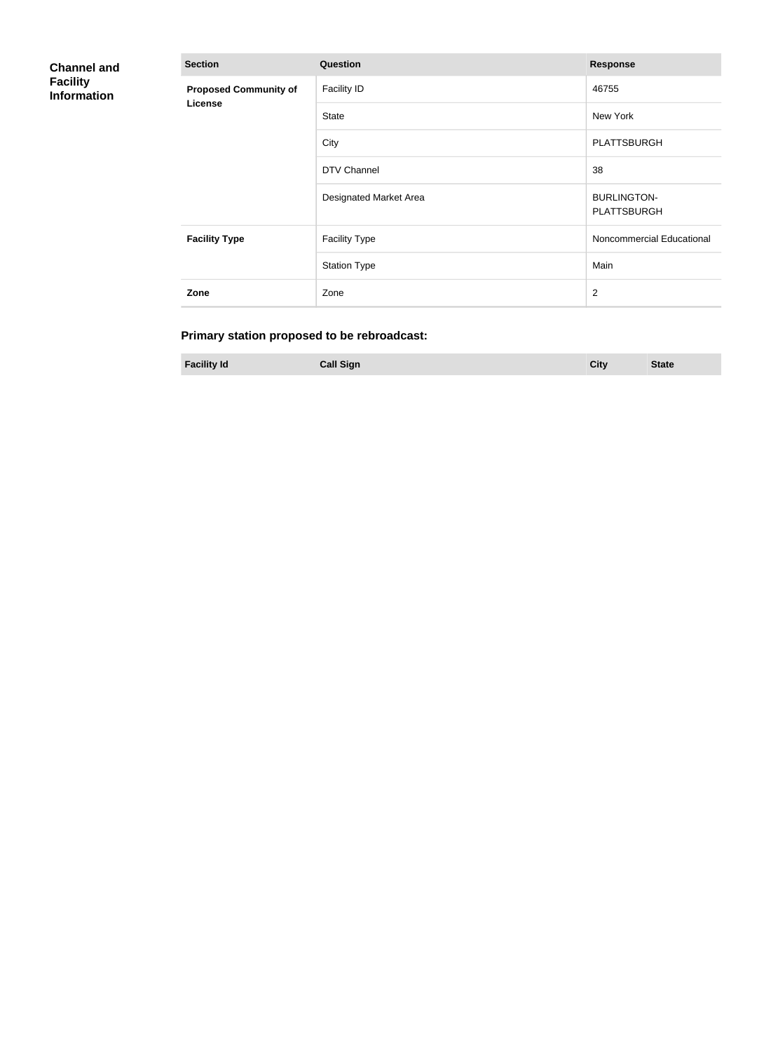## Channel and Facility Information

| Section | Question | Response |
| --- | --- | --- |
| **Proposed Community of License** | Facility ID | 46755 |
| | State | New York |
| | City | PLATTSBURGH |
| | DTV Channel | 38 |
| | Designated Market Area | BURLINGTON-PLATTSBURGH |
| **Facility Type** | Facility Type | Noncommercial Educational |
| | Station Type | Main |
| **Zone** | Zone | 2 |

### Primary station proposed to be rebroadcast:

| Facility Id | Call Sign | City | State |
| --- | --- | --- | --- |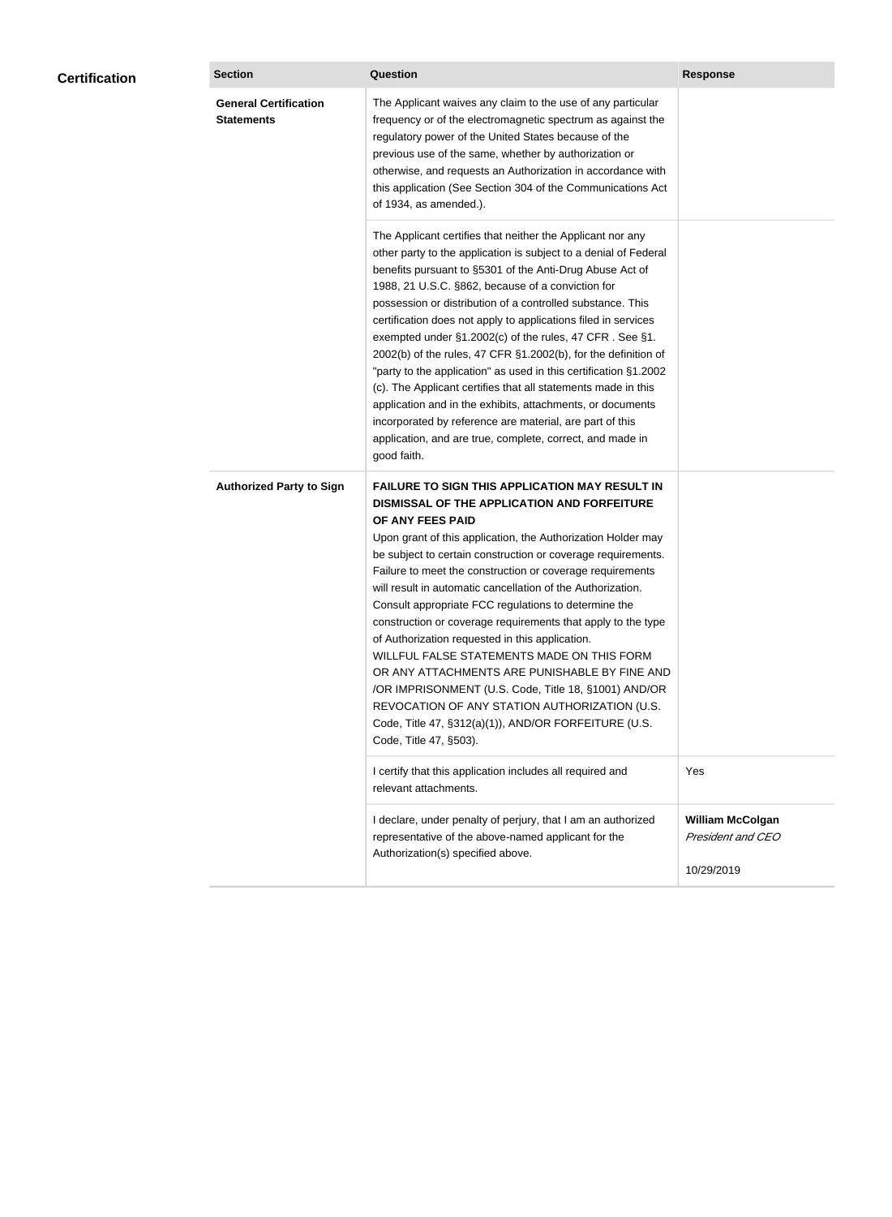## Certification

| Section | Question | Response |
| --- | --- | --- |
| **General Certification Statements** | The Applicant waives any claim to the use of any particular frequency or of the electromagnetic spectrum as against the regulatory power of the United States because of the previous use of the same, whether by authorization or otherwise, and requests an Authorization in accordance with this application (See Section 304 of the Communications Act of 1934, as amended.). | |
| | The Applicant certifies that neither the Applicant nor any other party to the application is subject to a denial of Federal benefits pursuant to §5301 of the Anti-Drug Abuse Act of 1988, 21 U.S.C. §862, because of a conviction for possession or distribution of a controlled substance. This certification does not apply to applications filed in services exempted under §1.2002(c) of the rules, 47 CFR . See §1. 2002(b) of the rules, 47 CFR §1.2002(b), for the definition of "party to the application" as used in this certification §1.2002 (c). The Applicant certifies that all statements made in this application and in the exhibits, attachments, or documents incorporated by reference are material, are part of this application, and are true, complete, correct, and made in good faith. | |
| **Authorized Party to Sign** | **FAILURE TO SIGN THIS APPLICATION MAY RESULT IN DISMISSAL OF THE APPLICATION AND FORFEITURE OF ANY FEES PAID** Upon grant of this application, the Authorization Holder may be subject to certain construction or coverage requirements. Failure to meet the construction or coverage requirements will result in automatic cancellation of the Authorization. Consult appropriate FCC regulations to determine the construction or coverage requirements that apply to the type of Authorization requested in this application. WILLFUL FALSE STATEMENTS MADE ON THIS FORM OR ANY ATTACHMENTS ARE PUNISHABLE BY FINE AND /OR IMPRISONMENT (U.S. Code, Title 18, §1001) AND/OR REVOCATION OF ANY STATION AUTHORIZATION (U.S. Code, Title 47, §312(a)(1)), AND/OR FORFEITURE (U.S. Code, Title 47, §503). | |
| | I certify that this application includes all required and relevant attachments. | Yes |
| | I declare, under penalty of perjury, that I am an authorized representative of the above-named applicant for the Authorization(s) specified above. | **William McColgan** *President and CEO* 10/29/2019 |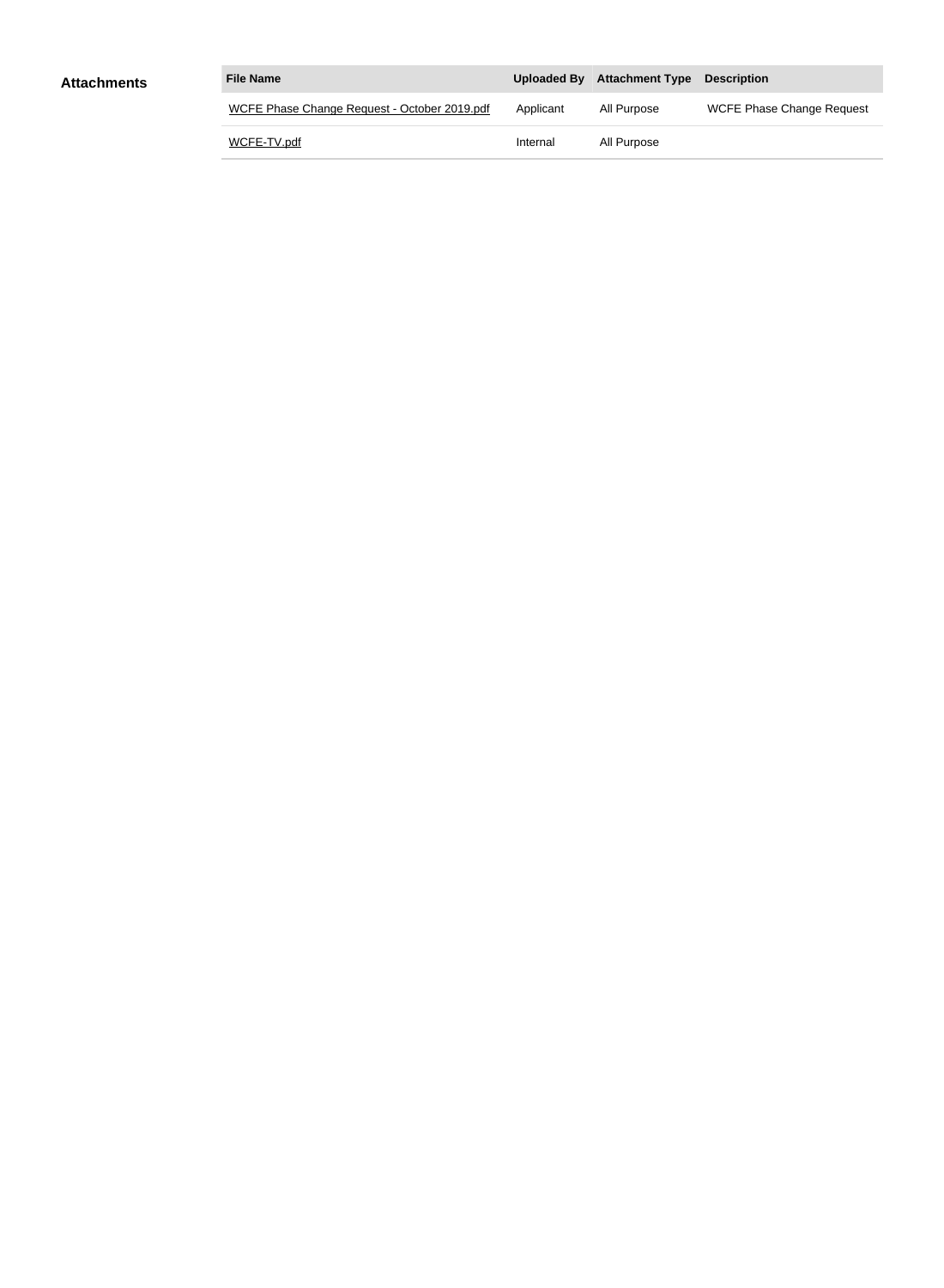**Attachments**

| File Name | Uploaded By | Attachment Type | Description |
| --- | --- | --- | --- |
| WCFE Phase Change Request - October 2019.pdf | Applicant | All Purpose | WCFE Phase Change Request |
| WCFE-TV.pdf | Internal | All Purpose | |